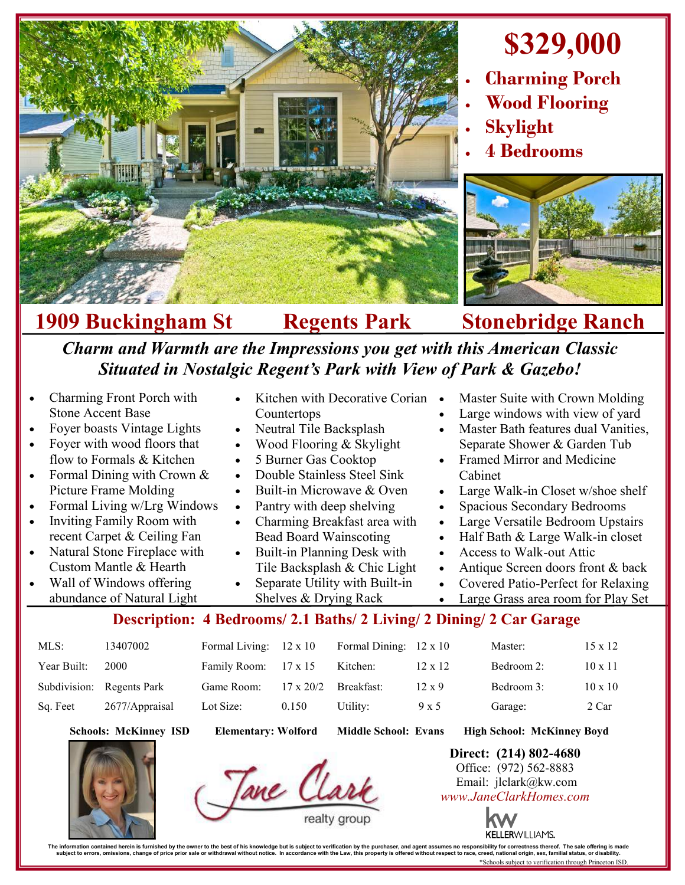# $329,000

- Charming Porch
- Wood Flooring
- Skylight
- 4 Bedrooms

## 1909 Buckingham St Regents Park Stonebridge Ranch

***Charm and Warmth are the Impressions you get with this American Classic Situated in Nostalgic Regent's Park with View of Park & Gazebo!***

- Charming Front Porch with Stone Accent Base
- Foyer boasts Vintage Lights
- Foyer with wood floors that flow to Formals & Kitchen
- Formal Dining with Crown & Picture Frame Molding
- Formal Living w/Lrg Windows
- Inviting Family Room with recent Carpet & Ceiling Fan
- Natural Stone Fireplace with Custom Mantle & Hearth
- Wall of Windows offering abundance of Natural Light
- Kitchen with Decorative Corian Countertops
- Neutral Tile Backsplash
- Wood Flooring & Skylight
- 5 Burner Gas Cooktop
- Double Stainless Steel Sink
- Built-in Microwave & Oven
- Pantry with deep shelving
- Charming Breakfast area with Bead Board Wainscoting
- Built-in Planning Desk with Tile Backsplash & Chic Light
- Separate Utility with Built-in Shelves & Drying Rack
- Master Suite with Crown Molding
- Large windows with view of yard
- Master Bath features dual Vanities, Separate Shower & Garden Tub
- Framed Mirror and Medicine Cabinet
- Large Walk-in Closet w/shoe shelf
- Spacious Secondary Bedrooms
- Large Versatile Bedroom Upstairs
- Half Bath & Large Walk-in closet
- Access to Walk-out Attic
- Antique Screen doors front & back
- Covered Patio-Perfect for Relaxing
- Large Grass area room for Play Set

### Description: 4 Bedrooms/ 2.1 Baths/ 2 Living/ 2 Dining/ 2 Car Garage

| | | | | | | | |
|---|---|---|---|---|---|---|---|
| MLS: | 13407002 | Formal Living: | 12 x 10 | Formal Dining: | 12 x 10 | Master: | 15 x 12 |
| Year Built: | 2000 | Family Room: | 17 x 15 | Kitchen: | 12 x 12 | Bedroom 2: | 10 x 11 |
| Subdivision: | Regents Park | Game Room: | 17 x 20/2 | Breakfast: | 12 x 9 | Bedroom 3: | 10 x 10 |
| Sq. Feet | 2677/Appraisal | Lot Size: | 0.150 | Utility: | 9 x 5 | Garage: | 2 Car |

**Schools: McKinney ISD** **Elementary: Wolford** **Middle School: Evans** **High School: McKinney Boyd**

Jane Clark realty group

**Direct: (214) 802-4680**
Office: (972) 562-8883
Email: jlclark@kw.com
*www.JaneClarkHomes.com*

KELLERWILLIAMS.

The information contained herein is furnished by the owner to the best of his knowledge but is subject to verification by the purchaser, and agent assumes no responsibility for correctness thereof. The sale offering is made subject to errors, omissions, change of price prior sale or withdrawal without notice. In accordance with the Law, this property is offered without respect to race, creed, national origin, sex, familial status, or disability.

*Schools subject to verification through Princeton ISD.